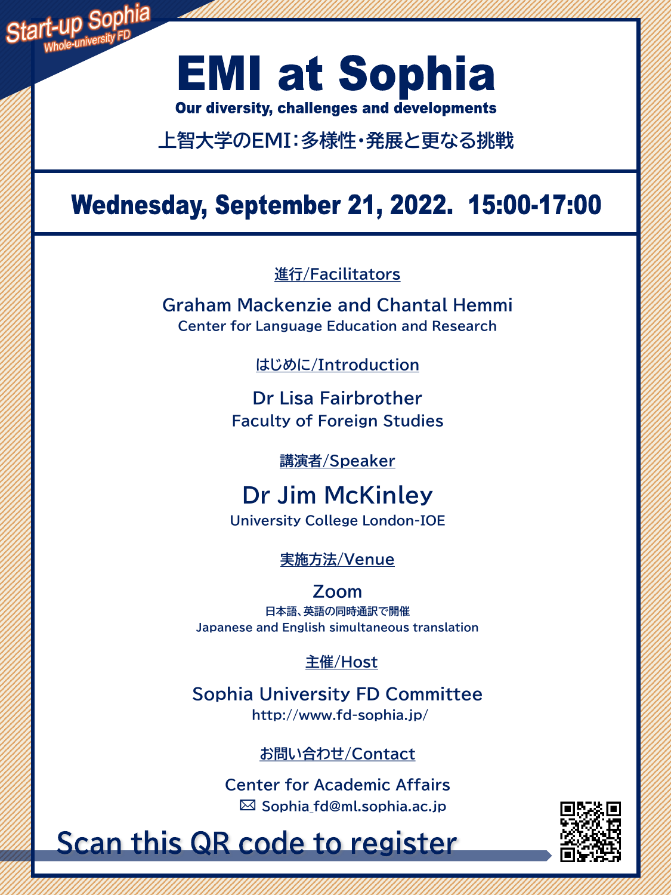Start-up Sophia
Whole-university FD

# EMI at Sophia

**Our diversity, challenges and developments**

上智大学のEMI：多様性・発展と更なる挑戦

## Wednesday, September 21, 2022. 15:00-17:00

進行/Facilitators

Graham Mackenzie and Chantal Hemmi
Center for Language Education and Research

はじめに/Introduction

Dr Lisa Fairbrother
Faculty of Foreign Studies

講演者/Speaker

**Dr Jim McKinley**
University College London-IOE

実施方法/Venue

Zoom
日本語、英語の同時通訳で開催
Japanese and English simultaneous translation

主催/Host

Sophia University FD Committee
http://www.fd-sophia.jp/

お問い合わせ/Contact

Center for Academic Affairs
✉ Sophia_fd@ml.sophia.ac.jp

Scan this QR code to register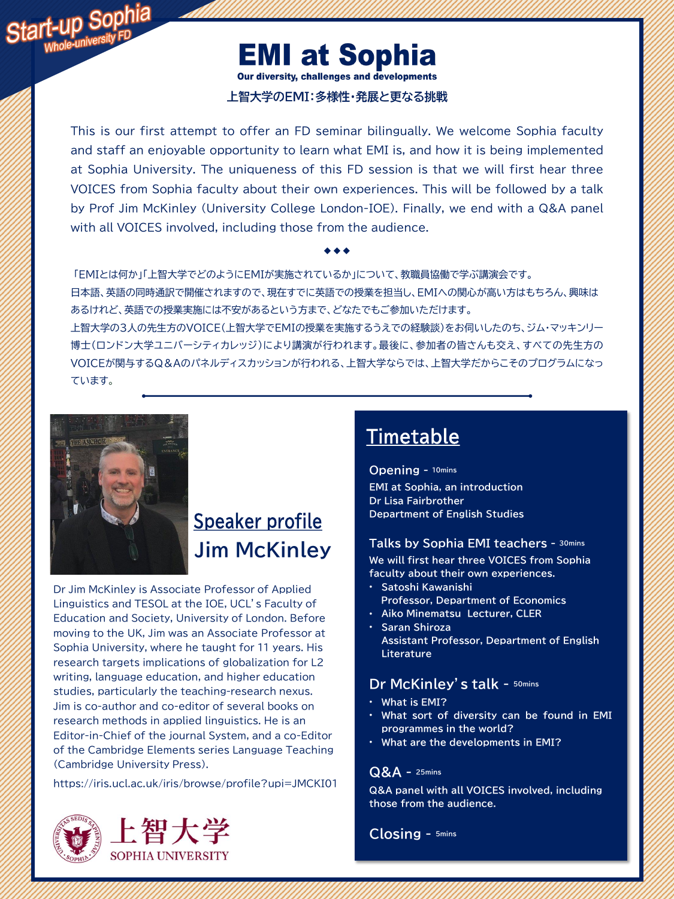Start-up Sophia
Whole-university FD

# EMI at Sophia

**Our diversity, challenges and developments**

**上智大学のEMI：多様性・発展と更なる挑戦**

This is our first attempt to offer an FD seminar bilingually. We welcome Sophia faculty and staff an enjoyable opportunity to learn what EMI is, and how it is being implemented at Sophia University. The uniqueness of this FD session is that we will first hear three VOICES from Sophia faculty about their own experiences. This will be followed by a talk by Prof Jim McKinley (University College London-IOE). Finally, we end with a Q&A panel with all VOICES involved, including those from the audience.

◆◆◆

「EMIとは何か」「上智大学でどのようにEMIが実施されているか」について、教職員協働で学ぶ講演会です。
日本語、英語の同時通訳で開催されますので、現在すでに英語での授業を担当し、EMIへの関心が高い方はもちろん、興味はあるけれど、英語での授業実施には不安があるという方まで、どなたでもご参加いただけます。
上智大学の3人の先生方のVOICE(上智大学でEMIの授業を実施するうえでの経験談)をお伺いしたのち、ジム・マッキンリー博士(ロンドン大学ユニバーシティカレッジ)により講演が行われます。最後に、参加者の皆さんも交え、すべての先生方のVOICEが関与するQ＆Aのパネルディスカッションが行われる、上智大学ならでは、上智大学だからこそのプログラムになっています。

## Speaker profile

## Jim McKinley

Dr Jim McKinley is Associate Professor of Applied Linguistics and TESOL at the IOE, UCL's Faculty of Education and Society, University of London. Before moving to the UK, Jim was an Associate Professor at Sophia University, where he taught for 11 years. His research targets implications of globalization for L2 writing, language education, and higher education studies, particularly the teaching-research nexus. Jim is co-author and co-editor of several books on research methods in applied linguistics. He is an Editor-in-Chief of the journal System, and a co-Editor of the Cambridge Elements series Language Teaching (Cambridge University Press).

https://iris.ucl.ac.uk/iris/browse/profile?upi=JMCKI01

上智大学 SOPHIA UNIVERSITY

## Timetable

**Opening** - 10mins

EMI at Sophia, an introduction
Dr Lisa Fairbrother
Department of English Studies

**Talks by Sophia EMI teachers** - 30mins

We will first hear three VOICES from Sophia faculty about their own experiences.

- Satoshi Kawanishi
  Professor, Department of Economics
- Aiko Minematsu Lecturer, CLER
- Saran Shiroza
  Assistant Professor, Department of English Literature

**Dr McKinley's talk** - 50mins

- What is EMI?
- What sort of diversity can be found in EMI programmes in the world?
- What are the developments in EMI?

**Q&A** - 25mins

Q&A panel with all VOICES involved, including those from the audience.

**Closing** - 5mins